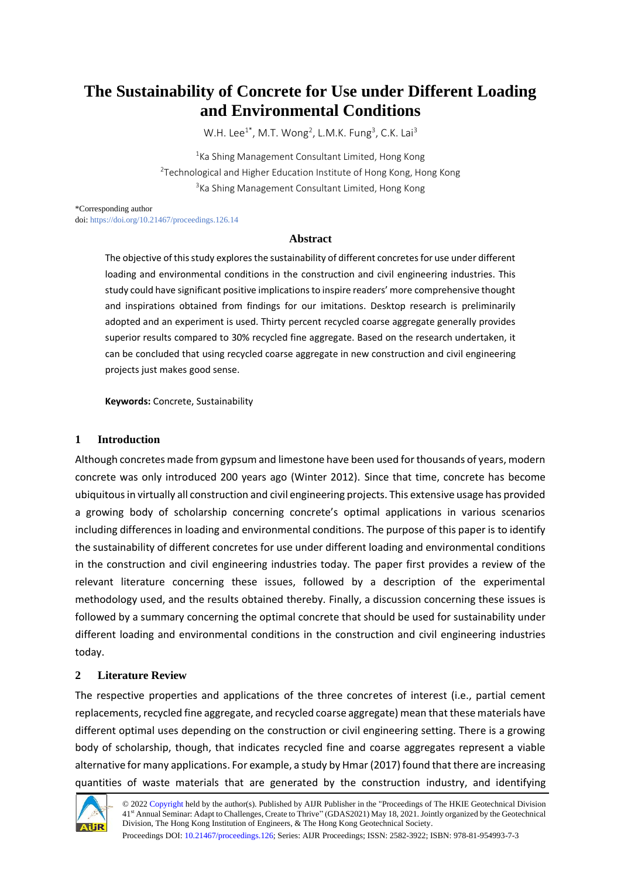# The Sustainability of Concrete for Use under Different Loading and Environmental Conditions

W.H. Lee[1*], M.T. Wong[2], L.M.K. Fung[3], C.K. Lai[3]

[1]Ka Shing Management Consultant Limited, Hong Kong
[2]Technological and Higher Education Institute of Hong Kong, Hong Kong
[3]Ka Shing Management Consultant Limited, Hong Kong

*Corresponding author
doi: https://doi.org/10.21467/proceedings.126.14

## Abstract

The objective of this study explores the sustainability of different concretes for use under different loading and environmental conditions in the construction and civil engineering industries. This study could have significant positive implications to inspire readers' more comprehensive thought and inspirations obtained from findings for our imitations. Desktop research is preliminarily adopted and an experiment is used. Thirty percent recycled coarse aggregate generally provides superior results compared to 30% recycled fine aggregate. Based on the research undertaken, it can be concluded that using recycled coarse aggregate in new construction and civil engineering projects just makes good sense.

**Keywords:** Concrete, Sustainability

## 1 Introduction

Although concretes made from gypsum and limestone have been used for thousands of years, modern concrete was only introduced 200 years ago (Winter 2012). Since that time, concrete has become ubiquitous in virtually all construction and civil engineering projects. This extensive usage has provided a growing body of scholarship concerning concrete's optimal applications in various scenarios including differences in loading and environmental conditions. The purpose of this paper is to identify the sustainability of different concretes for use under different loading and environmental conditions in the construction and civil engineering industries today. The paper first provides a review of the relevant literature concerning these issues, followed by a description of the experimental methodology used, and the results obtained thereby. Finally, a discussion concerning these issues is followed by a summary concerning the optimal concrete that should be used for sustainability under different loading and environmental conditions in the construction and civil engineering industries today.

## 2 Literature Review

The respective properties and applications of the three concretes of interest (i.e., partial cement replacements, recycled fine aggregate, and recycled coarse aggregate) mean that these materials have different optimal uses depending on the construction or civil engineering setting. There is a growing body of scholarship, though, that indicates recycled fine and coarse aggregates represent a viable alternative for many applications. For example, a study by Hmar (2017) found that there are increasing quantities of waste materials that are generated by the construction industry, and identifying

© 2022 Copyright held by the author(s). Published by AIJR Publisher in the "Proceedings of The HKIE Geotechnical Division 41st Annual Seminar: Adapt to Challenges, Create to Thrive" (GDAS2021) May 18, 2021. Jointly organized by the Geotechnical Division, The Hong Kong Institution of Engineers, & The Hong Kong Geotechnical Society.
Proceedings DOI: 10.21467/proceedings.126; Series: AIJR Proceedings; ISSN: 2582-3922; ISBN: 978-81-954993-7-3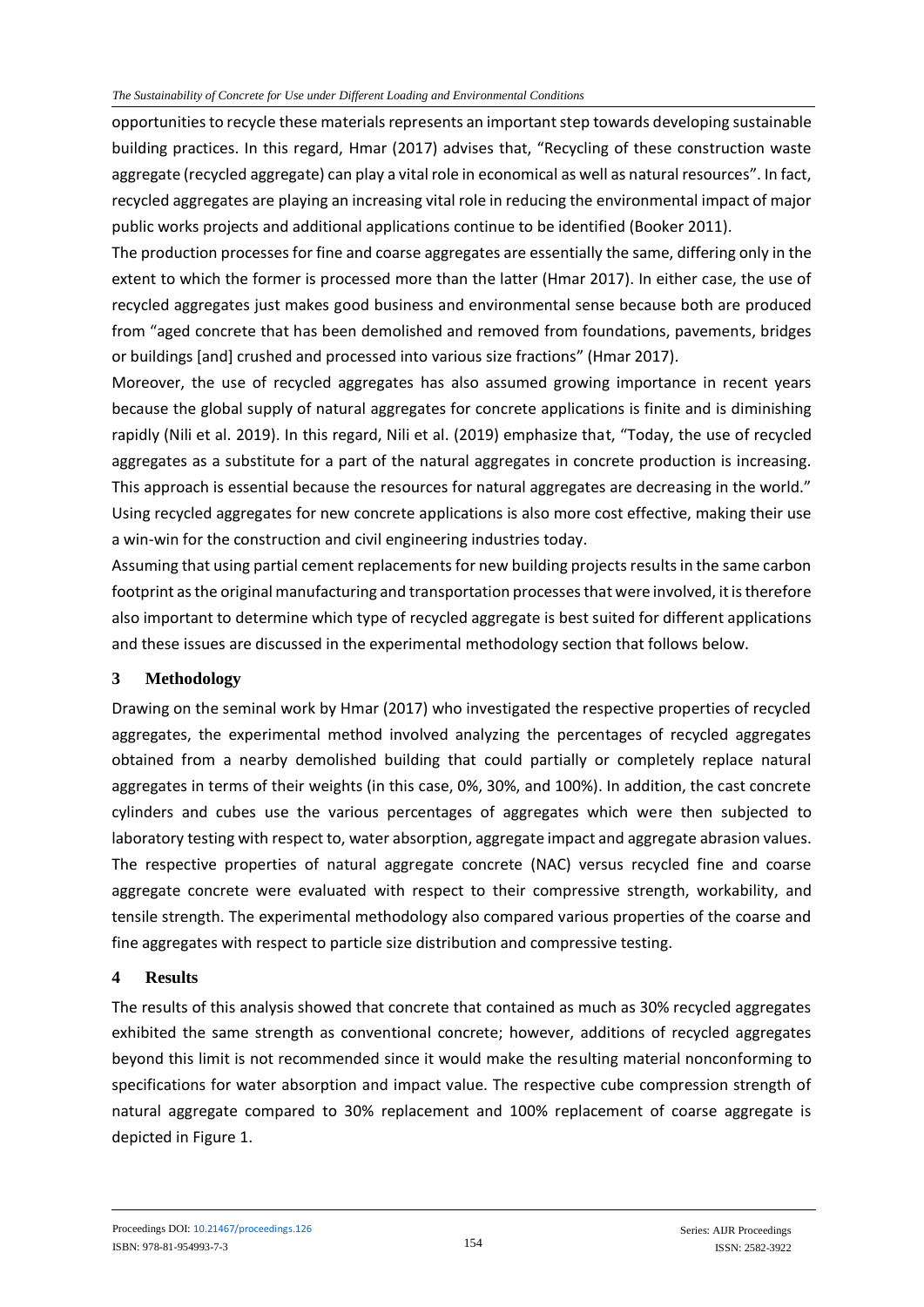opportunities to recycle these materials represents an important step towards developing sustainable building practices. In this regard, Hmar (2017) advises that, "Recycling of these construction waste aggregate (recycled aggregate) can play a vital role in economical as well as natural resources". In fact, recycled aggregates are playing an increasing vital role in reducing the environmental impact of major public works projects and additional applications continue to be identified (Booker 2011).

The production processes for fine and coarse aggregates are essentially the same, differing only in the extent to which the former is processed more than the latter (Hmar 2017). In either case, the use of recycled aggregates just makes good business and environmental sense because both are produced from "aged concrete that has been demolished and removed from foundations, pavements, bridges or buildings [and] crushed and processed into various size fractions" (Hmar 2017).

Moreover, the use of recycled aggregates has also assumed growing importance in recent years because the global supply of natural aggregates for concrete applications is finite and is diminishing rapidly (Nili et al. 2019). In this regard, Nili et al. (2019) emphasize that, "Today, the use of recycled aggregates as a substitute for a part of the natural aggregates in concrete production is increasing. This approach is essential because the resources for natural aggregates are decreasing in the world." Using recycled aggregates for new concrete applications is also more cost effective, making their use a win-win for the construction and civil engineering industries today.

Assuming that using partial cement replacements for new building projects results in the same carbon footprint as the original manufacturing and transportation processes that were involved, it is therefore also important to determine which type of recycled aggregate is best suited for different applications and these issues are discussed in the experimental methodology section that follows below.

## 3 Methodology

Drawing on the seminal work by Hmar (2017) who investigated the respective properties of recycled aggregates, the experimental method involved analyzing the percentages of recycled aggregates obtained from a nearby demolished building that could partially or completely replace natural aggregates in terms of their weights (in this case, 0%, 30%, and 100%). In addition, the cast concrete cylinders and cubes use the various percentages of aggregates which were then subjected to laboratory testing with respect to, water absorption, aggregate impact and aggregate abrasion values. The respective properties of natural aggregate concrete (NAC) versus recycled fine and coarse aggregate concrete were evaluated with respect to their compressive strength, workability, and tensile strength. The experimental methodology also compared various properties of the coarse and fine aggregates with respect to particle size distribution and compressive testing.

## 4 Results

The results of this analysis showed that concrete that contained as much as 30% recycled aggregates exhibited the same strength as conventional concrete; however, additions of recycled aggregates beyond this limit is not recommended since it would make the resulting material nonconforming to specifications for water absorption and impact value. The respective cube compression strength of natural aggregate compared to 30% replacement and 100% replacement of coarse aggregate is depicted in Figure 1.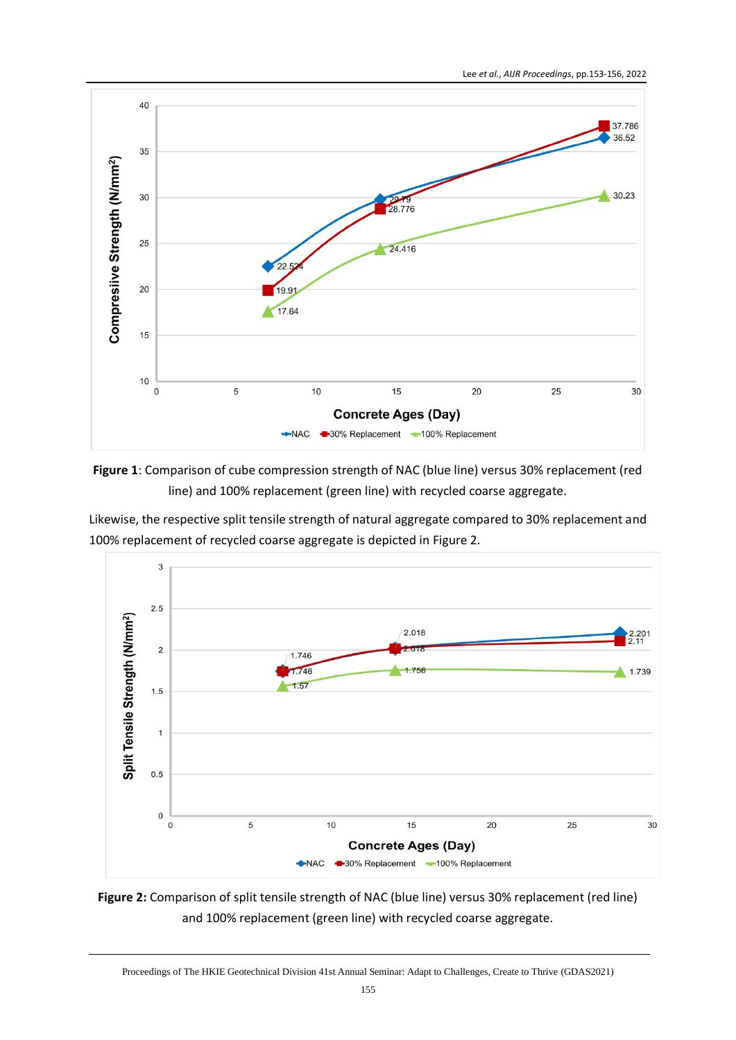**Figure 1**: Comparison of cube compression strength of NAC (blue line) versus 30% replacement (red line) and 100% replacement (green line) with recycled coarse aggregate.

Likewise, the respective split tensile strength of natural aggregate compared to 30% replacement and 100% replacement of recycled coarse aggregate is depicted in Figure 2.

**Figure 2:** Comparison of split tensile strength of NAC (blue line) versus 30% replacement (red line) and 100% replacement (green line) with recycled coarse aggregate.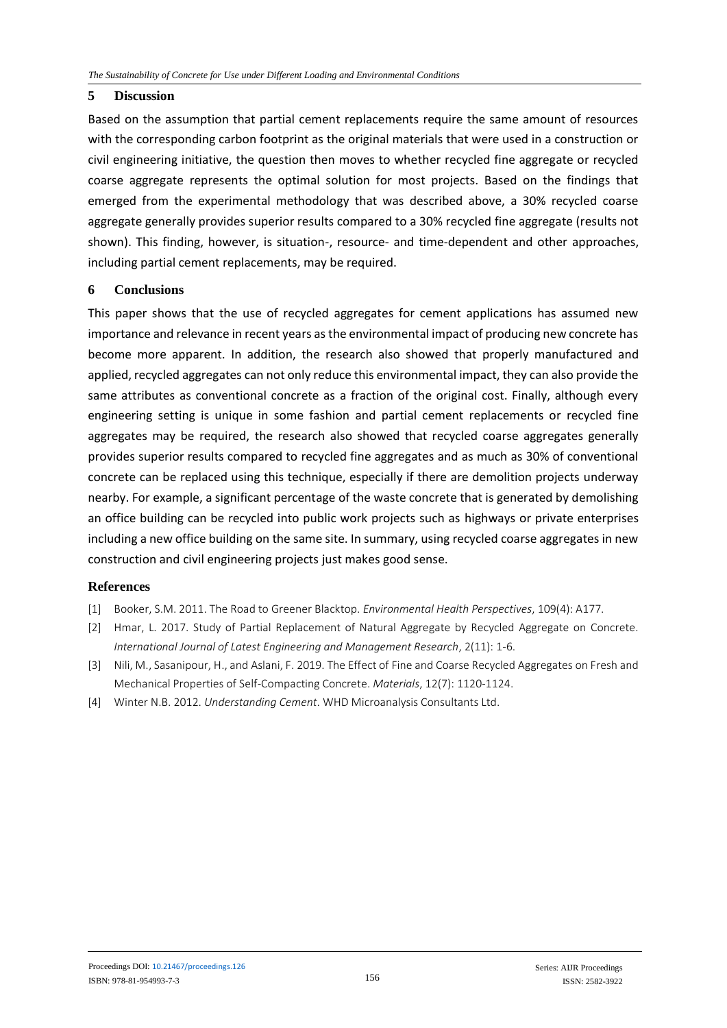## 5 Discussion

Based on the assumption that partial cement replacements require the same amount of resources with the corresponding carbon footprint as the original materials that were used in a construction or civil engineering initiative, the question then moves to whether recycled fine aggregate or recycled coarse aggregate represents the optimal solution for most projects. Based on the findings that emerged from the experimental methodology that was described above, a 30% recycled coarse aggregate generally provides superior results compared to a 30% recycled fine aggregate (results not shown). This finding, however, is situation-, resource- and time-dependent and other approaches, including partial cement replacements, may be required.

## 6 Conclusions

This paper shows that the use of recycled aggregates for cement applications has assumed new importance and relevance in recent years as the environmental impact of producing new concrete has become more apparent. In addition, the research also showed that properly manufactured and applied, recycled aggregates can not only reduce this environmental impact, they can also provide the same attributes as conventional concrete as a fraction of the original cost. Finally, although every engineering setting is unique in some fashion and partial cement replacements or recycled fine aggregates may be required, the research also showed that recycled coarse aggregates generally provides superior results compared to recycled fine aggregates and as much as 30% of conventional concrete can be replaced using this technique, especially if there are demolition projects underway nearby. For example, a significant percentage of the waste concrete that is generated by demolishing an office building can be recycled into public work projects such as highways or private enterprises including a new office building on the same site. In summary, using recycled coarse aggregates in new construction and civil engineering projects just makes good sense.

## References

[1] Booker, S.M. 2011. The Road to Greener Blacktop. *Environmental Health Perspectives*, 109(4): A177.

[2] Hmar, L. 2017. Study of Partial Replacement of Natural Aggregate by Recycled Aggregate on Concrete. *International Journal of Latest Engineering and Management Research*, 2(11): 1-6.

[3] Nili, M., Sasanipour, H., and Aslani, F. 2019. The Effect of Fine and Coarse Recycled Aggregates on Fresh and Mechanical Properties of Self-Compacting Concrete. *Materials*, 12(7): 1120-1124.

[4] Winter N.B. 2012. *Understanding Cement*. WHD Microanalysis Consultants Ltd.